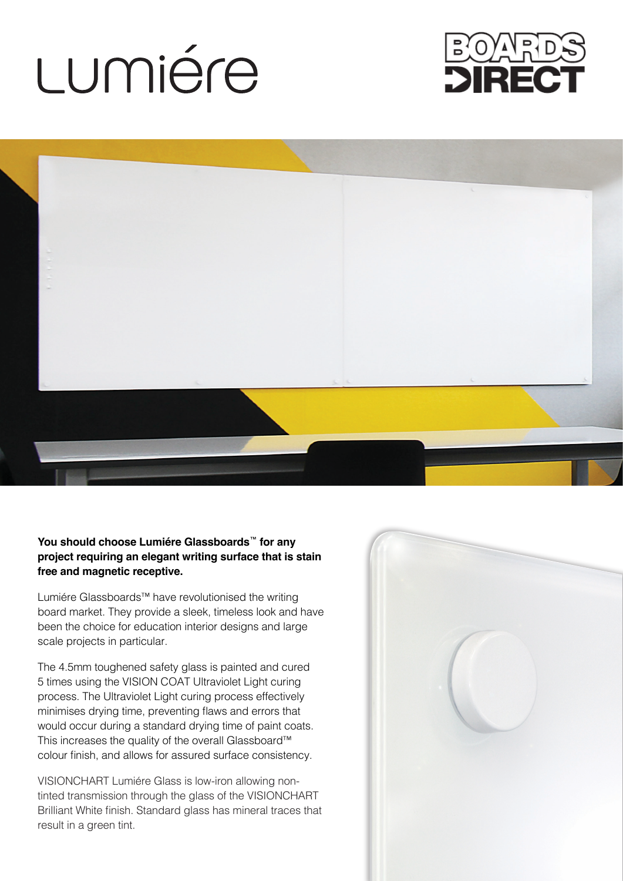# Lumiére

BOARDS DIRECT

**You should choose Lumiére Glassboards™ for any project requiring an elegant writing surface that is stain free and magnetic receptive.**

Lumiére Glassboards™ have revolutionised the writing board market. They provide a sleek, timeless look and have been the choice for education interior designs and large scale projects in particular.

The 4.5mm toughened safety glass is painted and cured 5 times using the VISION COAT Ultraviolet Light curing process. The Ultraviolet Light curing process effectively minimises drying time, preventing flaws and errors that would occur during a standard drying time of paint coats. This increases the quality of the overall Glassboard™ colour finish, and allows for assured surface consistency.

VISIONCHART Lumiére Glass is low-iron allowing non-tinted transmission through the glass of the VISIONCHART Brilliant White finish. Standard glass has mineral traces that result in a green tint.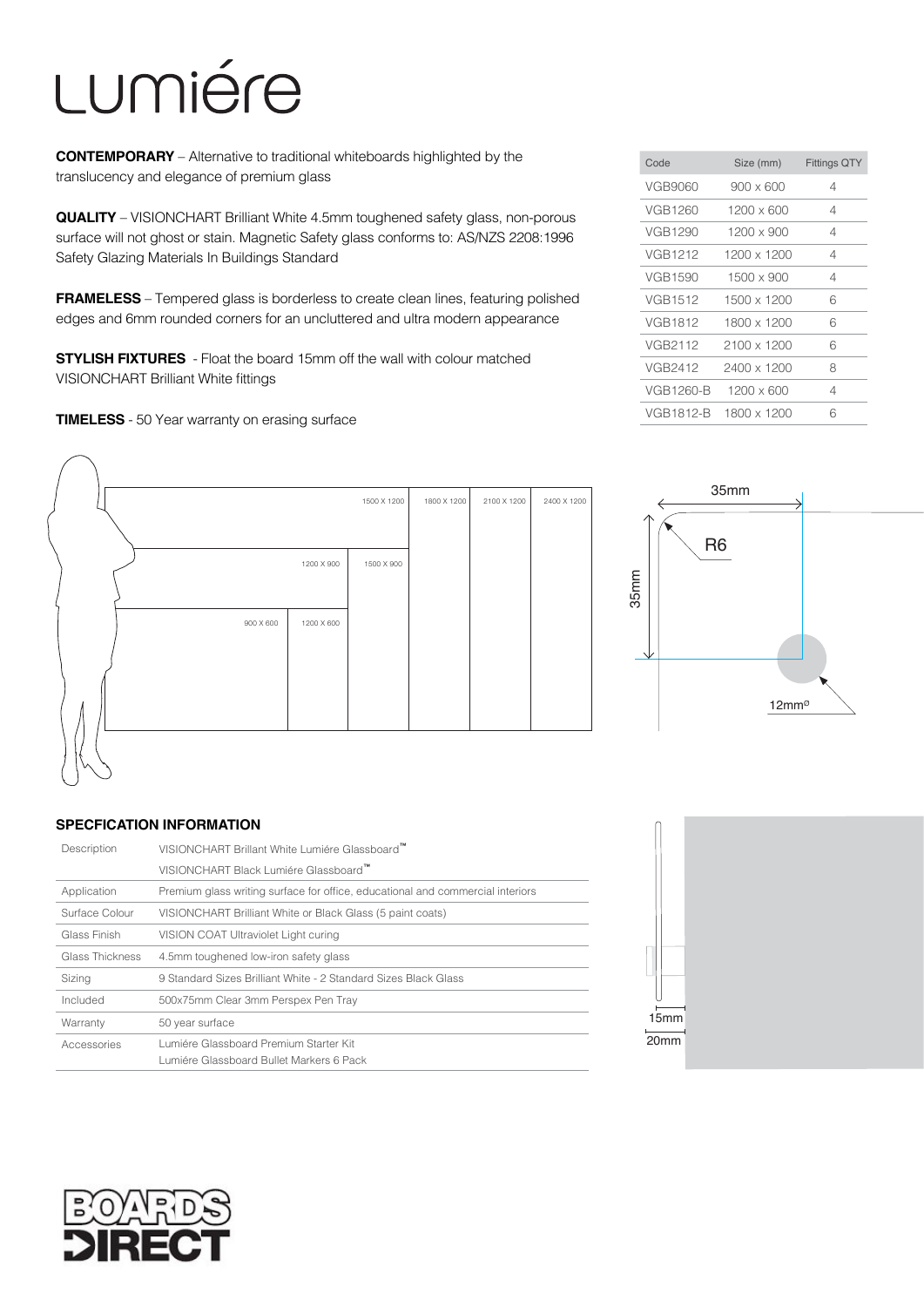# Lumiére

**CONTEMPORARY** – Alternative to traditional whiteboards highlighted by the translucency and elegance of premium glass

**QUALITY** – VISIONCHART Brilliant White 4.5mm toughened safety glass, non-porous surface will not ghost or stain. Magnetic Safety glass conforms to: AS/NZS 2208:1996 Safety Glazing Materials In Buildings Standard

**FRAMELESS** – Tempered glass is borderless to create clean lines, featuring polished edges and 6mm rounded corners for an uncluttered and ultra modern appearance

**STYLISH FIXTURES** - Float the board 15mm off the wall with colour matched VISIONCHART Brilliant White fittings

**TIMELESS** - 50 Year warranty on erasing surface

| Code | Size (mm) | Fittings QTY |
|---|---|---|
| VGB9060 | 900 x 600 | 4 |
| VGB1260 | 1200 x 600 | 4 |
| VGB1290 | 1200 x 900 | 4 |
| VGB1212 | 1200 x 1200 | 4 |
| VGB1590 | 1500 x 900 | 4 |
| VGB1512 | 1500 x 1200 | 6 |
| VGB1812 | 1800 x 1200 | 6 |
| VGB2112 | 2100 x 1200 | 6 |
| VGB2412 | 2400 x 1200 | 8 |
| VGB1260-B | 1200 x 600 | 4 |
| VGB1812-B | 1800 x 1200 | 6 |

1500 X 1200
1800 X 1200
2100 X 1200
2400 X 1200
1200 X 900
1500 X 900
900 X 600
1200 X 600

35mm
R6
35mm
12mmø

## SPECFICATION INFORMATION

| | |
|---|---|
| Description | VISIONCHART Brillant White Lumiére Glassboard™<br>VISIONCHART Black Lumiére Glassboard™ |
| Application | Premium glass writing surface for office, educational and commercial interiors |
| Surface Colour | VISIONCHART Brilliant White or Black Glass (5 paint coats) |
| Glass Finish | VISION COAT Ultraviolet Light curing |
| Glass Thickness | 4.5mm toughened low-iron safety glass |
| Sizing | 9 Standard Sizes Brilliant White - 2 Standard Sizes Black Glass |
| Included | 500x75mm Clear 3mm Perspex Pen Tray |
| Warranty | 50 year surface |
| Accessories | Lumiére Glassboard Premium Starter Kit<br>Lumiére Glassboard Bullet Markers 6 Pack |

15mm
20mm

BOARDS DIRECT